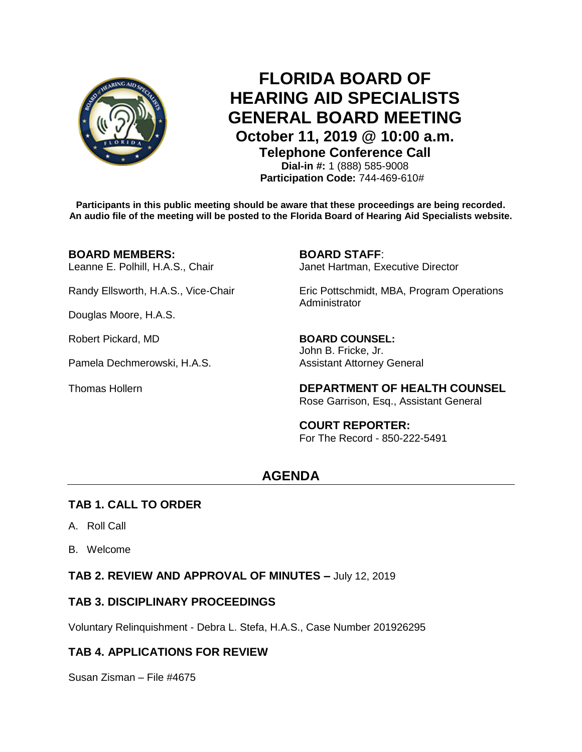# FLORIDA BOARD OF HEARING AID SPECIALISTS GENERAL BOARD MEETING

## October 11, 2019 @ 10:00 a.m.

### Telephone Conference Call

**Dial-in #:** 1 (888) 585-9008
**Participation Code:** 744-469-610#

**Participants in this public meeting should be aware that these proceedings are being recorded. An audio file of the meeting will be posted to the Florida Board of Hearing Aid Specialists website.**

**BOARD MEMBERS:**

Leanne E. Polhill, H.A.S., Chair

Randy Ellsworth, H.A.S., Vice-Chair

Douglas Moore, H.A.S.

Robert Pickard, MD

Pamela Dechmerowski, H.A.S.

Thomas Hollern

**BOARD STAFF**:

Janet Hartman, Executive Director

Eric Pottschmidt, MBA, Program Operations Administrator

**BOARD COUNSEL:**

John B. Fricke, Jr.
Assistant Attorney General

**DEPARTMENT OF HEALTH COUNSEL**

Rose Garrison, Esq., Assistant General

**COURT REPORTER:**

For The Record - 850-222-5491

## AGENDA

### TAB 1. CALL TO ORDER

A. Roll Call

B. Welcome

### TAB 2. REVIEW AND APPROVAL OF MINUTES – July 12, 2019

### TAB 3. DISCIPLINARY PROCEEDINGS

Voluntary Relinquishment - Debra L. Stefa, H.A.S., Case Number 201926295

### TAB 4. APPLICATIONS FOR REVIEW

Susan Zisman – File #4675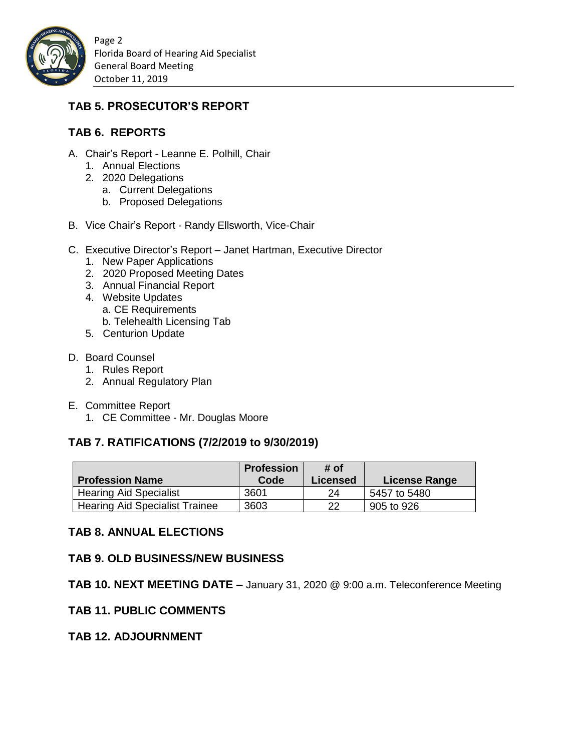## TAB 5. PROSECUTOR'S REPORT

## TAB 6. REPORTS

A. Chair's Report - Leanne E. Polhill, Chair
   1. Annual Elections
   2. 2020 Delegations
      a. Current Delegations
      b. Proposed Delegations

B. Vice Chair's Report - Randy Ellsworth, Vice-Chair

C. Executive Director's Report – Janet Hartman, Executive Director
   1. New Paper Applications
   2. 2020 Proposed Meeting Dates
   3. Annual Financial Report
   4. Website Updates
      a. CE Requirements
      b. Telehealth Licensing Tab
   5. Centurion Update

D. Board Counsel
   1. Rules Report
   2. Annual Regulatory Plan

E. Committee Report
   1. CE Committee - Mr. Douglas Moore

## TAB 7. RATIFICATIONS (7/2/2019 to 9/30/2019)

| Profession Name | Profession Code | # of Licensed | License Range |
|---|---|---|---|
| Hearing Aid Specialist | 3601 | 24 | 5457 to 5480 |
| Hearing Aid Specialist Trainee | 3603 | 22 | 905 to 926 |

## TAB 8. ANNUAL ELECTIONS

## TAB 9. OLD BUSINESS/NEW BUSINESS

## TAB 10. NEXT MEETING DATE – January 31, 2020 @ 9:00 a.m. Teleconference Meeting

## TAB 11. PUBLIC COMMENTS

## TAB 12. ADJOURNMENT